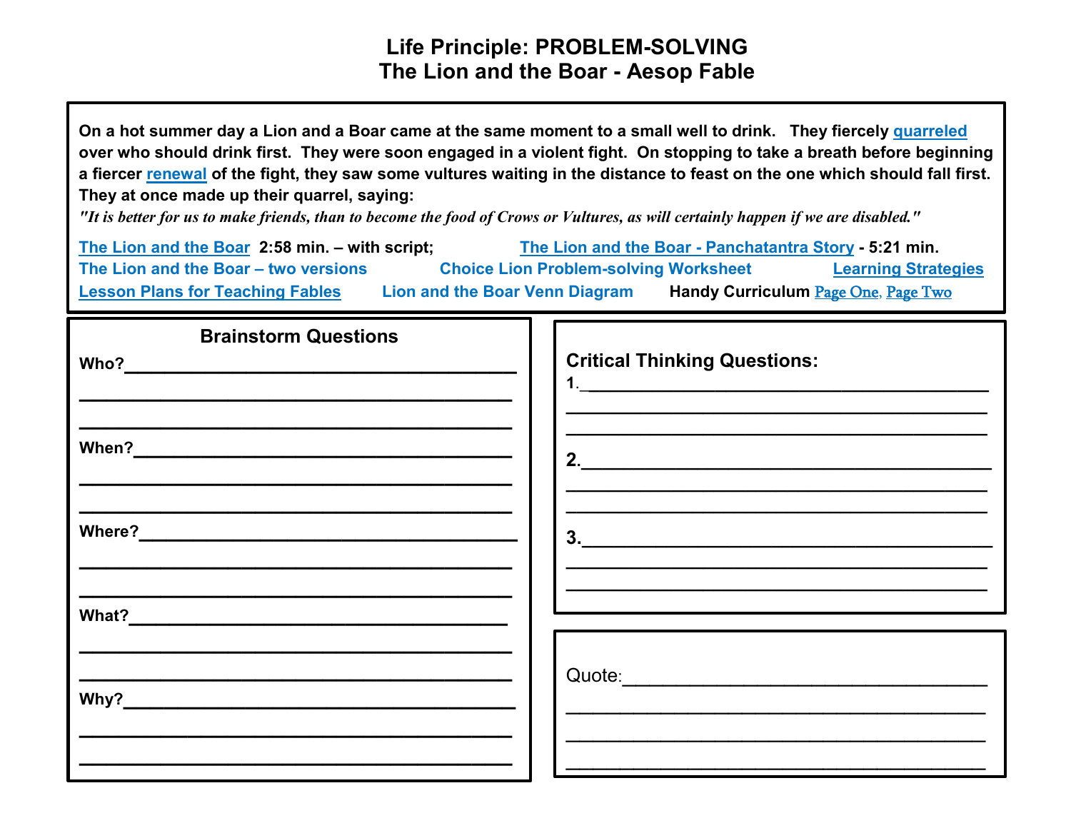# Life Principle: PROBLEM-SOLVING
# The Lion and the Boar - Aesop Fable

**On a hot summer day a Lion and a Boar came at the same moment to a small well to drink. They fiercely quarreled over who should drink first. They were soon engaged in a violent fight. On stopping to take a breath before beginning a fiercer renewal of the fight, they saw some vultures waiting in the distance to feast on the one which should fall first. They at once made up their quarrel, saying:**

***"It is better for us to make friends, than to become the food of Crows or Vultures, as will certainly happen if we are disabled."***

**The Lion and the Boar 2:58 min. – with script; The Lion and the Boar - Panchatantra Story - 5:21 min.**
**The Lion and the Boar – two versions** **Choice Lion Problem-solving Worksheet** **Learning Strategies**
**Lesson Plans for Teaching Fables** **Lion and the Boar Venn Diagram** **Handy Curriculum** Page One, Page Two

## Brainstorm Questions

**Who?**________________________________________
________________________________________
________________________________________

**When?**________________________________________
________________________________________
________________________________________

**Where?**________________________________________
________________________________________
________________________________________

**What?**________________________________________
________________________________________
________________________________________

**Why?**________________________________________
________________________________________
________________________________________

## Critical Thinking Questions:

1.________________________________________
________________________________________
________________________________________

2.________________________________________
________________________________________
________________________________________

3.________________________________________
________________________________________
________________________________________

Quote:________________________________________
________________________________________
________________________________________
________________________________________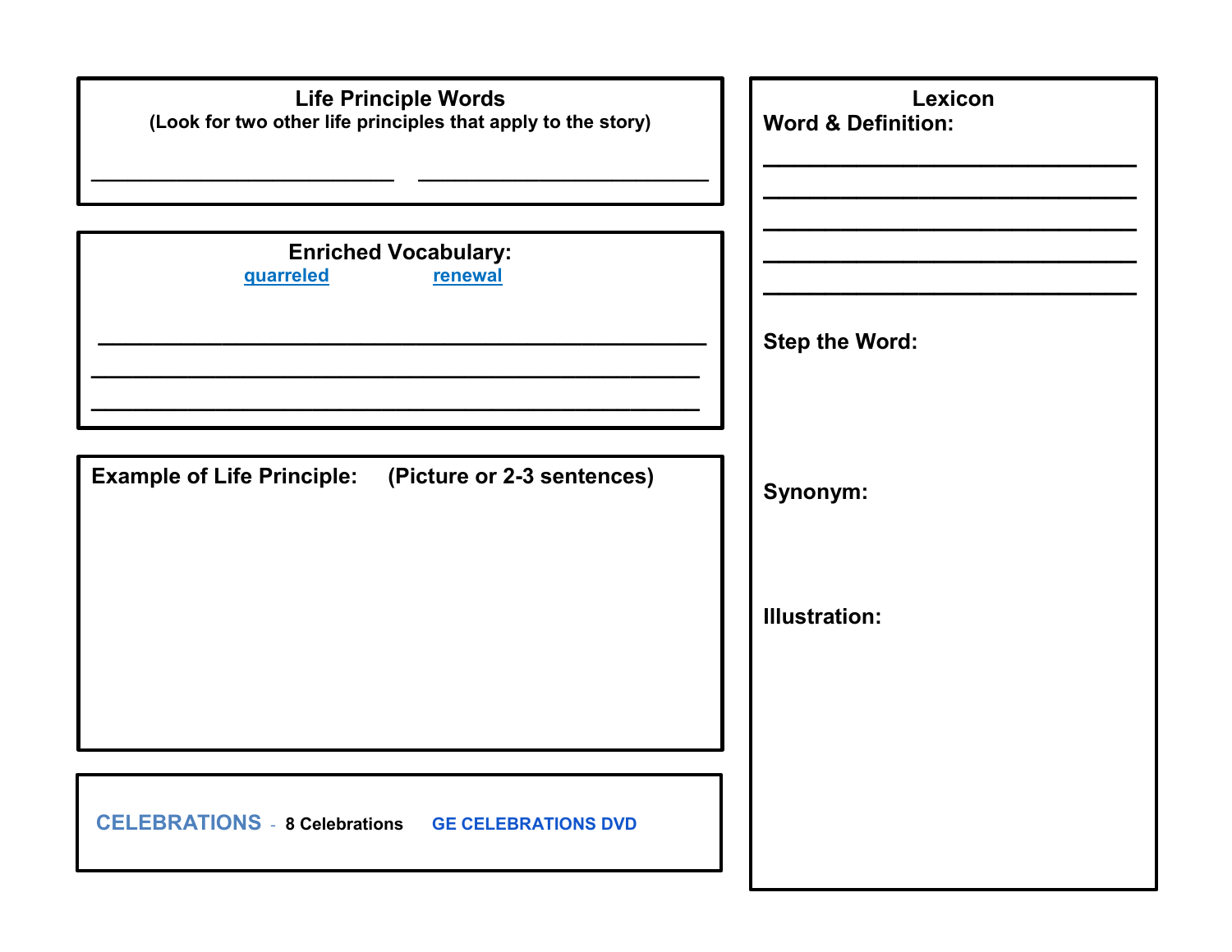## Life Principle Words
(Look for two other life principles that apply to the story)

_________________________ _________________________

## Enriched Vocabulary:
quarreled renewal

_______________________________________________
_______________________________________________
_______________________________________________

## Example of Life Principle: (Picture or 2-3 sentences)

CELEBRATIONS - 8 Celebrations GE CELEBRATIONS DVD

## Lexicon
**Word & Definition:**

_____________________________
_____________________________
_____________________________
_____________________________
_____________________________

**Step the Word:**

**Synonym:**

**Illustration:**